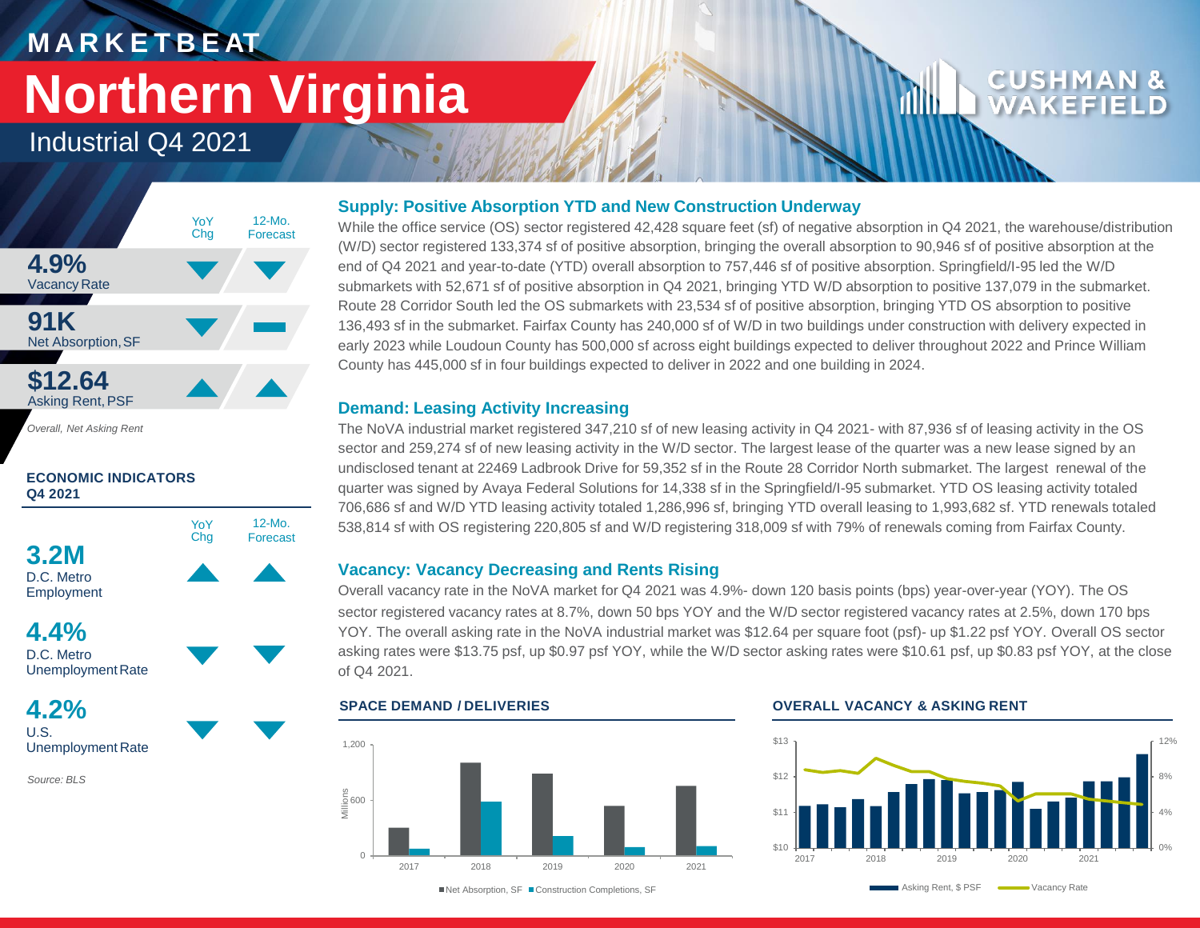# MARKETBEAT

# Northern Virginia

## Industrial Q4 2021

| | YoY Chg | 12-Mo. Forecast |
|---|---|---|
| **4.9%** Vacancy Rate | ▼ | ▼ |
| **91K** Net Absorption, SF | ▼ | ▬ |
| **$12.64** Asking Rent, PSF | ▲ | ▲ |

*Overall, Net Asking Rent*

**ECONOMIC INDICATORS Q4 2021**

| | YoY Chg | 12-Mo. Forecast |
|---|---|---|
| **3.2M** D.C. Metro Employment | ▲ | ▲ |
| **4.4%** D.C. Metro Unemployment Rate | ▼ | ▼ |
| **4.2%** U.S. Unemployment Rate | ▼ | ▼ |

*Source: BLS*

### Supply: Positive Absorption YTD and New Construction Underway

While the office service (OS) sector registered 42,428 square feet (sf) of negative absorption in Q4 2021, the warehouse/distribution (W/D) sector registered 133,374 sf of positive absorption, bringing the overall absorption to 90,946 sf of positive absorption at the end of Q4 2021 and year-to-date (YTD) overall absorption to 757,446 sf of positive absorption. Springfield/I-95 led the W/D submarkets with 52,671 sf of positive absorption in Q4 2021, bringing YTD W/D absorption to positive 137,079 in the submarket. Route 28 Corridor South led the OS submarkets with 23,534 sf of positive absorption, bringing YTD OS absorption to positive 136,493 sf in the submarket. Fairfax County has 240,000 sf of of W/D in two buildings under construction with delivery expected in early 2023 while Loudoun County has 500,000 sf across eight buildings expected to deliver throughout 2022 and Prince William County has 445,000 sf in four buildings expected to deliver in 2022 and one building in 2024.

### Demand: Leasing Activity Increasing

The NoVA industrial market registered 347,210 sf of new leasing activity in Q4 2021- with 87,936 sf of leasing activity in the OS sector and 259,274 sf of new leasing activity in the W/D sector. The largest lease of the quarter was a new lease signed by an undisclosed tenant at 22469 Ladbrook Drive for 59,352 sf in the Route 28 Corridor North submarket. The largest renewal of the quarter was signed by Avaya Federal Solutions for 14,338 sf in the Springfield/I-95 submarket. YTD OS leasing activity totaled 706,686 sf and W/D YTD leasing activity totaled 1,286,996 sf, bringing YTD overall leasing to 1,993,682 sf. YTD renewals totaled 538,814 sf with OS registering 220,805 sf and W/D registering 318,009 sf with 79% of renewals coming from Fairfax County.

### Vacancy: Vacancy Decreasing and Rents Rising

Overall vacancy rate in the NoVA market for Q4 2021 was 4.9%- down 120 basis points (bps) year-over-year (YOY). The OS sector registered vacancy rates at 8.7%, down 50 bps YOY and the W/D sector registered vacancy rates at 2.5%, down 170 bps YOY. The overall asking rate in the NoVA industrial market was $12.64 per square foot (psf)- up $1.22 psf YOY. Overall OS sector asking rates were $13.75 psf, up $0.97 psf YOY, while the W/D sector asking rates were $10.61 psf, up $0.83 psf YOY, at the close of Q4 2021.

**SPACE DEMAND / DELIVERIES**

■ Net Absorption, SF ■ Construction Completions, SF

**OVERALL VACANCY & ASKING RENT**

Asking Rent, $ PSF — Vacancy Rate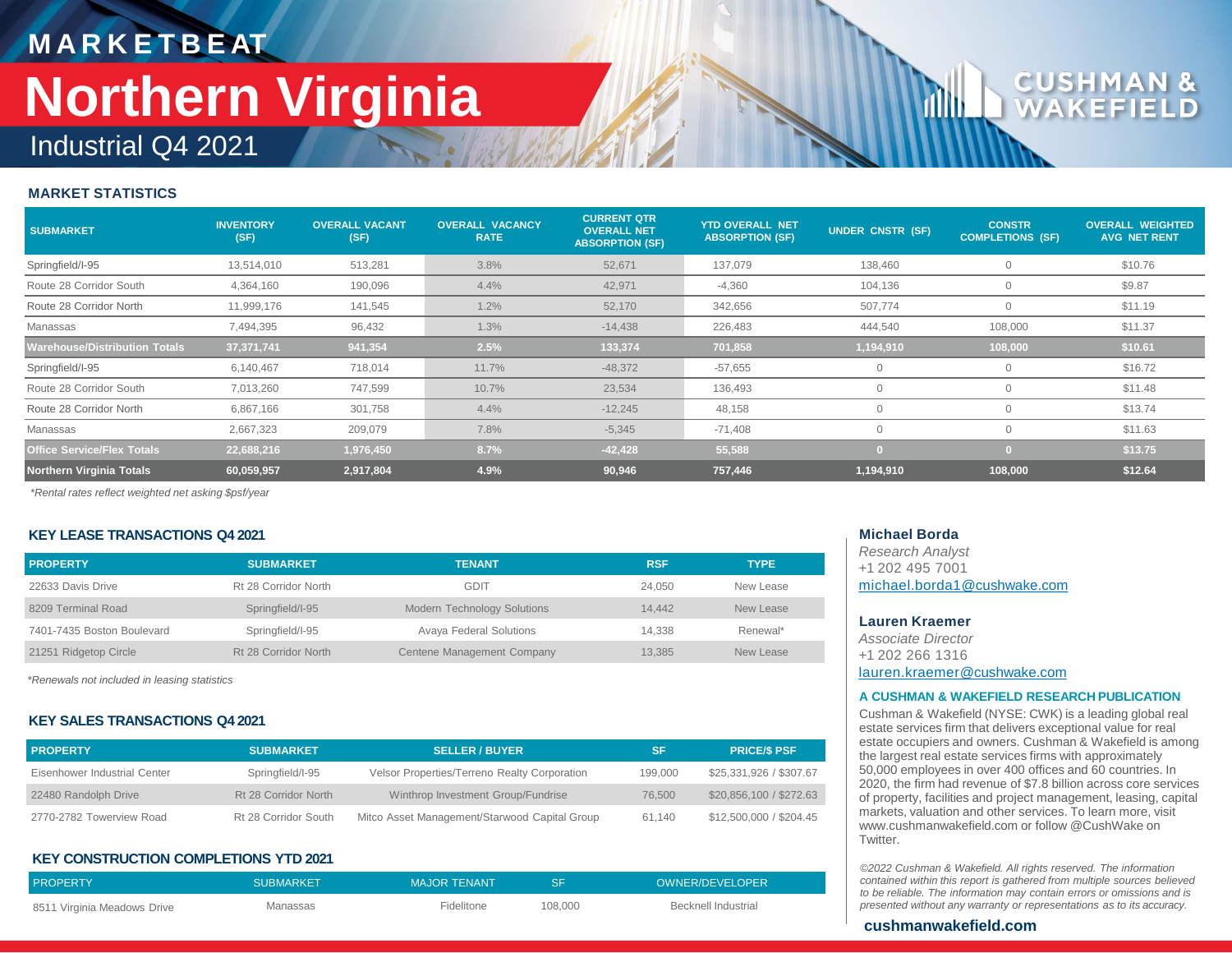# MARKETBEAT

# Northern Virginia

## Industrial Q4 2021

### MARKET STATISTICS

| SUBMARKET | INVENTORY (SF) | OVERALL VACANT (SF) | OVERALL VACANCY RATE | CURRENT QTR OVERALL NET ABSORPTION (SF) | YTD OVERALL NET ABSORPTION (SF) | UNDER CNSTR (SF) | CONSTR COMPLETIONS (SF) | OVERALL WEIGHTED AVG NET RENT |
|---|---|---|---|---|---|---|---|---|
| Springfield/I-95 | 13,514,010 | 513,281 | 3.8% | 52,671 | 137,079 | 138,460 | 0 | $10.76 |
| Route 28 Corridor South | 4,364,160 | 190,096 | 4.4% | 42,971 | -4,360 | 104,136 | 0 | $9.87 |
| Route 28 Corridor North | 11,999,176 | 141,545 | 1.2% | 52,170 | 342,656 | 507,774 | 0 | $11.19 |
| Manassas | 7,494,395 | 96,432 | 1.3% | -14,438 | 226,483 | 444,540 | 108,000 | $11.37 |
| **Warehouse/Distribution Totals** | **37,371,741** | **941,354** | **2.5%** | **133,374** | **701,858** | **1,194,910** | **108,000** | **$10.61** |
| Springfield/I-95 | 6,140,467 | 718,014 | 11.7% | -48,372 | -57,655 | 0 | 0 | $16.72 |
| Route 28 Corridor South | 7,013,260 | 747,599 | 10.7% | 23,534 | 136,493 | 0 | 0 | $11.48 |
| Route 28 Corridor North | 6,867,166 | 301,758 | 4.4% | -12,245 | 48,158 | 0 | 0 | $13.74 |
| Manassas | 2,667,323 | 209,079 | 7.8% | -5,345 | -71,408 | 0 | 0 | $11.63 |
| **Office Service/Flex Totals** | **22,688,216** | **1,976,450** | **8.7%** | **-42,428** | **55,588** | **0** | **0** | **$13.75** |
| **Northern Virginia Totals** | **60,059,957** | **2,917,804** | **4.9%** | **90,946** | **757,446** | **1,194,910** | **108,000** | **$12.64** |

*\*Rental rates reflect weighted net asking $psf/year*

### KEY LEASE TRANSACTIONS Q4 2021

| PROPERTY | SUBMARKET | TENANT | RSF | TYPE |
|---|---|---|---|---|
| 22633 Davis Drive | Rt 28 Corridor North | GDIT | 24,050 | New Lease |
| 8209 Terminal Road | Springfield/I-95 | Modern Technology Solutions | 14,442 | New Lease |
| 7401-7435 Boston Boulevard | Springfield/I-95 | Avaya Federal Solutions | 14,338 | Renewal* |
| 21251 Ridgetop Circle | Rt 28 Corridor North | Centene Management Company | 13,385 | New Lease |

*\*Renewals not included in leasing statistics*

### KEY SALES TRANSACTIONS Q4 2021

| PROPERTY | SUBMARKET | SELLER / BUYER | SF | PRICE/$ PSF |
|---|---|---|---|---|
| Eisenhower Industrial Center | Springfield/I-95 | Velsor Properties/Terreno Realty Corporation | 199,000 | $25,331,926 / $307.67 |
| 22480 Randolph Drive | Rt 28 Corridor North | Winthrop Investment Group/Fundrise | 76,500 | $20,856,100 / $272.63 |
| 2770-2782 Towerview Road | Rt 28 Corridor South | Mitco Asset Management/Starwood Capital Group | 61,140 | $12,500,000 / $204.45 |

### KEY CONSTRUCTION COMPLETIONS YTD 2021

| PROPERTY | SUBMARKET | MAJOR TENANT | SF | OWNER/DEVELOPER |
|---|---|---|---|---|
| 8511 Virginia Meadows Drive | Manassas | Fidelitone | 108,000 | Becknell Industrial |

**Michael Borda**
*Research Analyst*
+1 202 495 7001
michael.borda1@cushwake.com

**Lauren Kraemer**
*Associate Director*
+1 202 266 1316
lauren.kraemer@cushwake.com

**A CUSHMAN & WAKEFIELD RESEARCH PUBLICATION**

Cushman & Wakefield (NYSE: CWK) is a leading global real estate services firm that delivers exceptional value for real estate occupiers and owners. Cushman & Wakefield is among the largest real estate services firms with approximately 50,000 employees in over 400 offices and 60 countries. In 2020, the firm had revenue of $7.8 billion across core services of property, facilities and project management, leasing, capital markets, valuation and other services. To learn more, visit www.cushmanwakefield.com or follow @CushWake on Twitter.

*©2022 Cushman & Wakefield. All rights reserved. The information contained within this report is gathered from multiple sources believed to be reliable. The information may contain errors or omissions and is presented without any warranty or representations as to its accuracy.*

**cushmanwakefield.com**